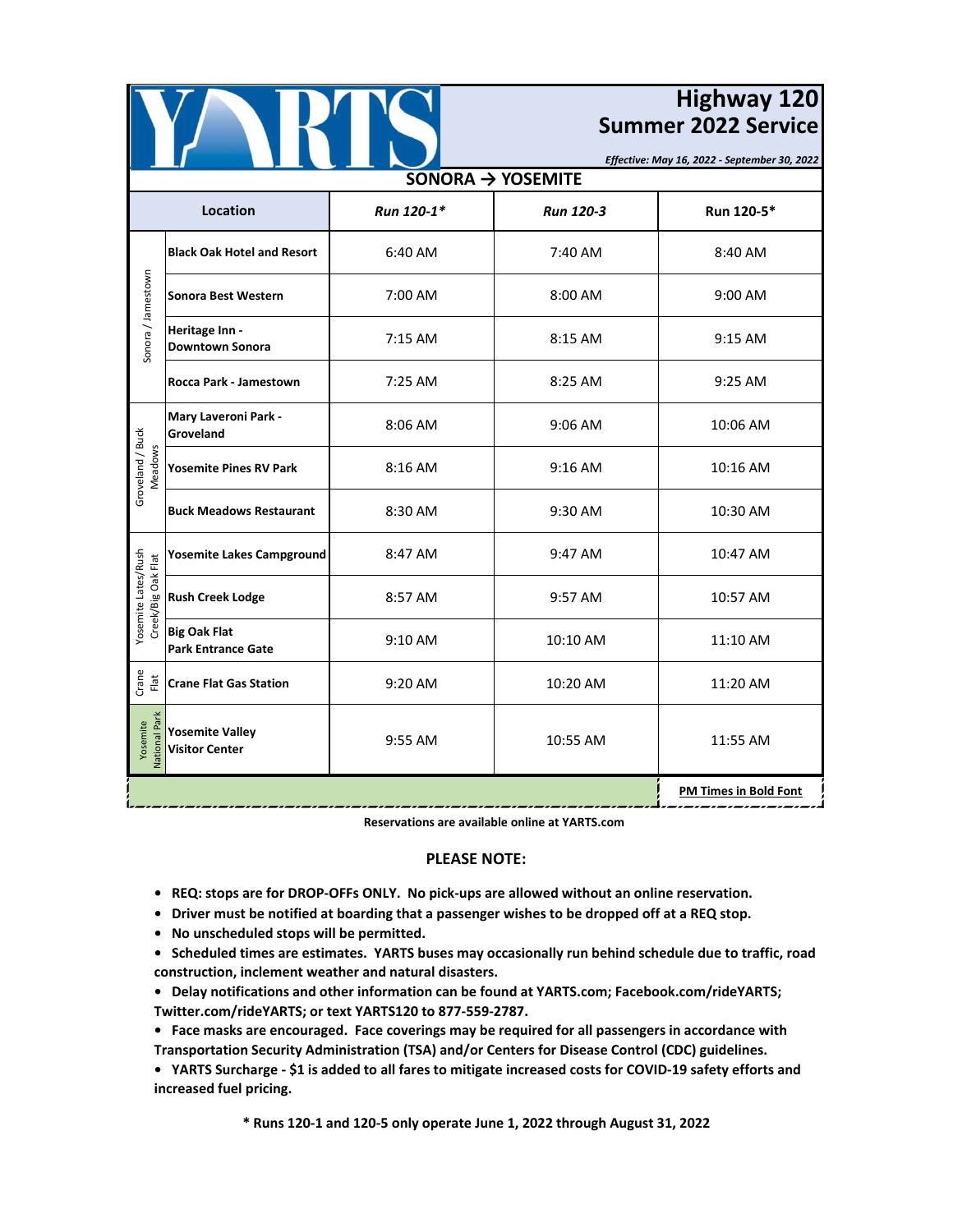# YARTS

## Highway 120 Summer 2022 Service

*Effective: May 16, 2022 - September 30, 2022*

### SONORA → YOSEMITE

| Area | Location | *Run 120-1** | *Run 120-3* | Run 120-5* |
|---|---|---|---|---|
| Sonora / Jamestown | **Black Oak Hotel and Resort** | 6:40 AM | 7:40 AM | 8:40 AM |
| | **Sonora Best Western** | 7:00 AM | 8:00 AM | 9:00 AM |
| | **Heritage Inn - Downtown Sonora** | 7:15 AM | 8:15 AM | 9:15 AM |
| | **Rocca Park - Jamestown** | 7:25 AM | 8:25 AM | 9:25 AM |
| Groveland / Buck Meadows | **Mary Laveroni Park - Groveland** | 8:06 AM | 9:06 AM | 10:06 AM |
| | **Yosemite Pines RV Park** | 8:16 AM | 9:16 AM | 10:16 AM |
| | **Buck Meadows Restaurant** | 8:30 AM | 9:30 AM | 10:30 AM |
| Yosemite Lates/Rush Creek/Big Oak Flat | **Yosemite Lakes Campground** | 8:47 AM | 9:47 AM | 10:47 AM |
| | **Rush Creek Lodge** | 8:57 AM | 9:57 AM | 10:57 AM |
| | **Big Oak Flat Park Entrance Gate** | 9:10 AM | 10:10 AM | 11:10 AM |
| Crane Flat | **Crane Flat Gas Station** | 9:20 AM | 10:20 AM | 11:20 AM |
| Yosemite National Park | **Yosemite Valley Visitor Center** | 9:55 AM | 10:55 AM | 11:55 AM |

**PM Times in Bold Font**

**Reservations are available online at YARTS.com**

**PLEASE NOTE:**

- **REQ: stops are for DROP-OFFs ONLY. No pick-ups are allowed without an online reservation.**
- **Driver must be notified at boarding that a passenger wishes to be dropped off at a REQ stop.**
- **No unscheduled stops will be permitted.**
- **Scheduled times are estimates. YARTS buses may occasionally run behind schedule due to traffic, road construction, inclement weather and natural disasters.**
- **Delay notifications and other information can be found at YARTS.com; Facebook.com/rideYARTS; Twitter.com/rideYARTS; or text YARTS120 to 877-559-2787.**
- **Face masks are encouraged. Face coverings may be required for all passengers in accordance with Transportation Security Administration (TSA) and/or Centers for Disease Control (CDC) guidelines.**
- **YARTS Surcharge - $1 is added to all fares to mitigate increased costs for COVID-19 safety efforts and increased fuel pricing.**

**\* Runs 120-1 and 120-5 only operate June 1, 2022 through August 31, 2022**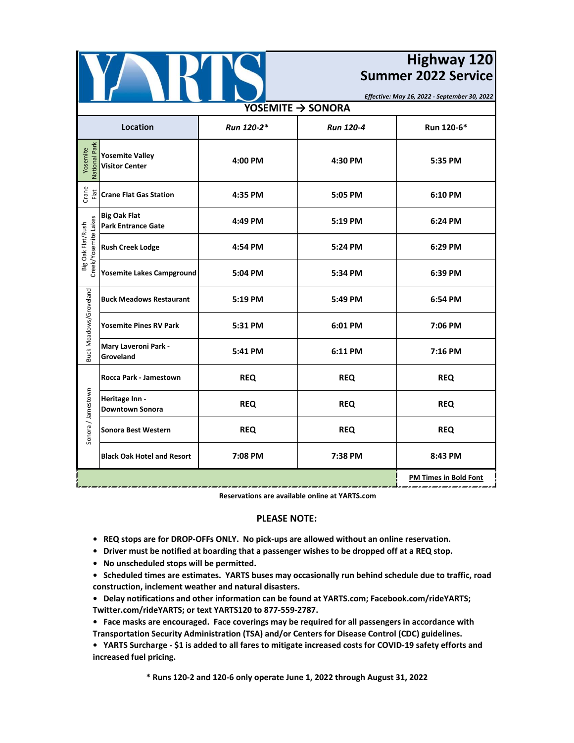# YARTS

## Highway 120 Summer 2022 Service

*Effective: May 16, 2022 - September 30, 2022*

### YOSEMITE → SONORA

| | Location | *Run 120-2** | *Run 120-4* | Run 120-6* |
|---|---|---|---|---|
| Yosemite National Park | **Yosemite Valley Visitor Center** | **4:00 PM** | **4:30 PM** | **5:35 PM** |
| Crane Flat | **Crane Flat Gas Station** | **4:35 PM** | **5:05 PM** | **6:10 PM** |
| Big Oak Flat/Rush Creek/Yosemite Lakes | **Big Oak Flat Park Entrance Gate** | **4:49 PM** | **5:19 PM** | **6:24 PM** |
| | **Rush Creek Lodge** | **4:54 PM** | **5:24 PM** | **6:29 PM** |
| | **Yosemite Lakes Campground** | **5:04 PM** | **5:34 PM** | **6:39 PM** |
| Buck Meadows/Groveland | **Buck Meadows Restaurant** | **5:19 PM** | **5:49 PM** | **6:54 PM** |
| | **Yosemite Pines RV Park** | **5:31 PM** | **6:01 PM** | **7:06 PM** |
| | **Mary Laveroni Park - Groveland** | **5:41 PM** | **6:11 PM** | **7:16 PM** |
| Sonora / Jamestown | **Rocca Park - Jamestown** | **REQ** | **REQ** | **REQ** |
| | **Heritage Inn - Downtown Sonora** | **REQ** | **REQ** | **REQ** |
| | **Sonora Best Western** | **REQ** | **REQ** | **REQ** |
| | **Black Oak Hotel and Resort** | **7:08 PM** | **7:38 PM** | **8:43 PM** |

**PM Times in Bold Font**

**Reservations are available online at YARTS.com**

**PLEASE NOTE:**

- **REQ stops are for DROP-OFFs ONLY. No pick-ups are allowed without an online reservation.**
- **Driver must be notified at boarding that a passenger wishes to be dropped off at a REQ stop.**
- **No unscheduled stops will be permitted.**
- **Scheduled times are estimates. YARTS buses may occasionally run behind schedule due to traffic, road construction, inclement weather and natural disasters.**
- **Delay notifications and other information can be found at YARTS.com; Facebook.com/rideYARTS; Twitter.com/rideYARTS; or text YARTS120 to 877-559-2787.**
- **Face masks are encouraged. Face coverings may be required for all passengers in accordance with Transportation Security Administration (TSA) and/or Centers for Disease Control (CDC) guidelines.**
- **YARTS Surcharge - $1 is added to all fares to mitigate increased costs for COVID-19 safety efforts and increased fuel pricing.**

**\* Runs 120-2 and 120-6 only operate June 1, 2022 through August 31, 2022**